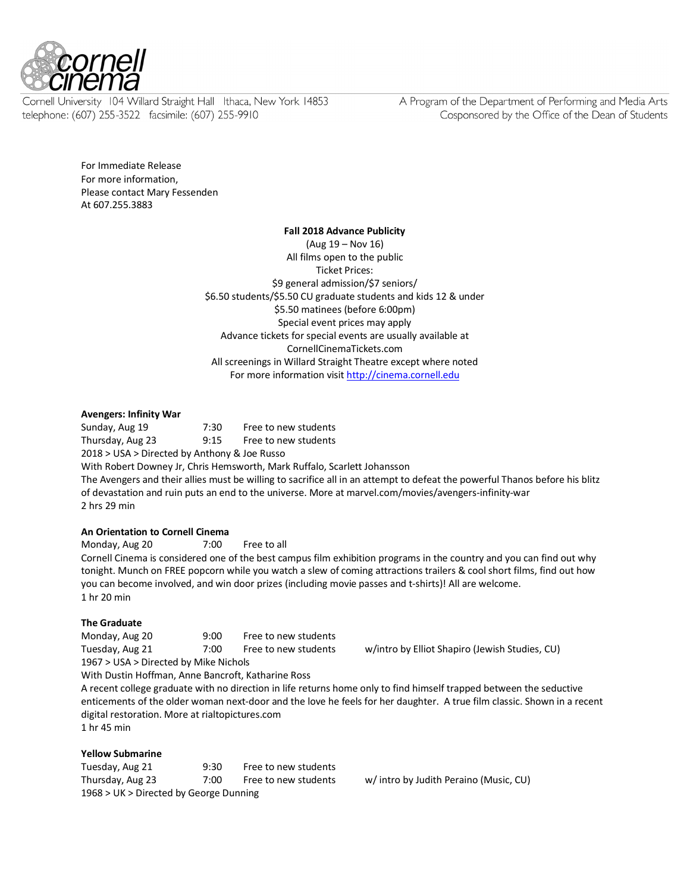Cornell University 104 Willard Straight Hall Ithaca, New York 14853
telephone: (607) 255-3522 facsimile: (607) 255-9910

A Program of the Department of Performing and Media Arts
Cosponsored by the Office of the Dean of Students

For Immediate Release
For more information,
Please contact Mary Fessenden
At 607.255.3883

**Fall 2018 Advance Publicity**
(Aug 19 – Nov 16)
All films open to the public
Ticket Prices:
$9 general admission/$7 seniors/
$6.50 students/$5.50 CU graduate students and kids 12 & under
$5.50 matinees (before 6:00pm)
Special event prices may apply
Advance tickets for special events are usually available at
CornellCinemaTickets.com
All screenings in Willard Straight Theatre except where noted
For more information visit http://cinema.cornell.edu

**Avengers: Infinity War**
Sunday, Aug 19 7:30 Free to new students
Thursday, Aug 23 9:15 Free to new students
2018 > USA > Directed by Anthony & Joe Russo
With Robert Downey Jr, Chris Hemsworth, Mark Ruffalo, Scarlett Johansson
The Avengers and their allies must be willing to sacrifice all in an attempt to defeat the powerful Thanos before his blitz of devastation and ruin puts an end to the universe. More at marvel.com/movies/avengers-infinity-war
2 hrs 29 min

**An Orientation to Cornell Cinema**
Monday, Aug 20 7:00 Free to all
Cornell Cinema is considered one of the best campus film exhibition programs in the country and you can find out why tonight. Munch on FREE popcorn while you watch a slew of coming attractions trailers & cool short films, find out how you can become involved, and win door prizes (including movie passes and t-shirts)! All are welcome.
1 hr 20 min

**The Graduate**
Monday, Aug 20 9:00 Free to new students
Tuesday, Aug 21 7:00 Free to new students w/intro by Elliot Shapiro (Jewish Studies, CU)
1967 > USA > Directed by Mike Nichols
With Dustin Hoffman, Anne Bancroft, Katharine Ross
A recent college graduate with no direction in life returns home only to find himself trapped between the seductive enticements of the older woman next-door and the love he feels for her daughter. A true film classic. Shown in a recent digital restoration. More at rialtopictures.com
1 hr 45 min

**Yellow Submarine**
Tuesday, Aug 21 9:30 Free to new students
Thursday, Aug 23 7:00 Free to new students w/ intro by Judith Peraino (Music, CU)
1968 > UK > Directed by George Dunning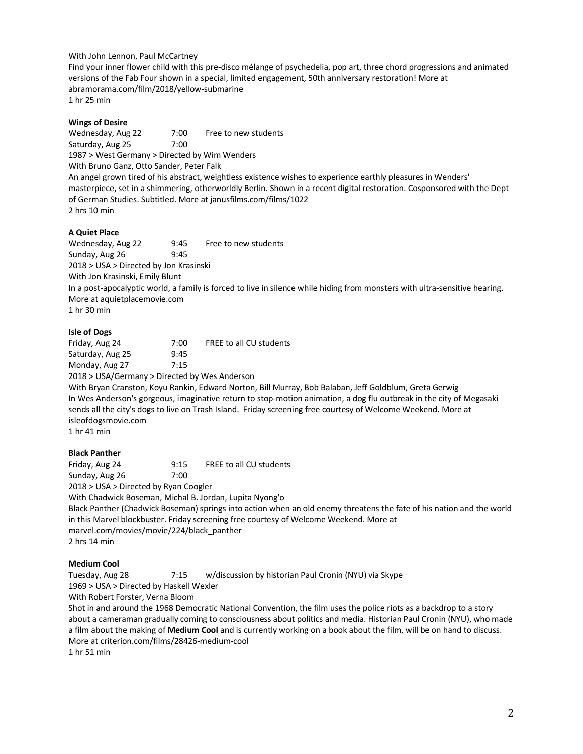With John Lennon, Paul McCartney
Find your inner flower child with this pre-disco mélange of psychedelia, pop art, three chord progressions and animated versions of the Fab Four shown in a special, limited engagement, 50th anniversary restoration! More at abramorama.com/film/2018/yellow-submarine
1 hr 25 min

**Wings of Desire**
Wednesday, Aug 22 7:00 Free to new students
Saturday, Aug 25 7:00
1987 > West Germany > Directed by Wim Wenders
With Bruno Ganz, Otto Sander, Peter Falk
An angel grown tired of his abstract, weightless existence wishes to experience earthly pleasures in Wenders' masterpiece, set in a shimmering, otherworldly Berlin. Shown in a recent digital restoration. Cosponsored with the Dept of German Studies. Subtitled. More at janusfilms.com/films/1022
2 hrs 10 min

**A Quiet Place**
Wednesday, Aug 22 9:45 Free to new students
Sunday, Aug 26 9:45
2018 > USA > Directed by Jon Krasinski
With Jon Krasinski, Emily Blunt
In a post-apocalyptic world, a family is forced to live in silence while hiding from monsters with ultra-sensitive hearing. More at aquietplacemovie.com
1 hr 30 min

**Isle of Dogs**
Friday, Aug 24 7:00 FREE to all CU students
Saturday, Aug 25 9:45
Monday, Aug 27 7:15
2018 > USA/Germany > Directed by Wes Anderson
With Bryan Cranston, Koyu Rankin, Edward Norton, Bill Murray, Bob Balaban, Jeff Goldblum, Greta Gerwig
In Wes Anderson's gorgeous, imaginative return to stop-motion animation, a dog flu outbreak in the city of Megasaki sends all the city's dogs to live on Trash Island. Friday screening free courtesy of Welcome Weekend. More at isleofdogsmovie.com
1 hr 41 min

**Black Panther**
Friday, Aug 24 9:15 FREE to all CU students
Sunday, Aug 26 7:00
2018 > USA > Directed by Ryan Coogler
With Chadwick Boseman, Michal B. Jordan, Lupita Nyong'o
Black Panther (Chadwick Boseman) springs into action when an old enemy threatens the fate of his nation and the world in this Marvel blockbuster. Friday screening free courtesy of Welcome Weekend. More at marvel.com/movies/movie/224/black_panther
2 hrs 14 min

**Medium Cool**
Tuesday, Aug 28 7:15 w/discussion by historian Paul Cronin (NYU) via Skype
1969 > USA > Directed by Haskell Wexler
With Robert Forster, Verna Bloom
Shot in and around the 1968 Democratic National Convention, the film uses the police riots as a backdrop to a story about a cameraman gradually coming to consciousness about politics and media. Historian Paul Cronin (NYU), who made a film about the making of **Medium Cool** and is currently working on a book about the film, will be on hand to discuss. More at criterion.com/films/28426-medium-cool
1 hr 51 min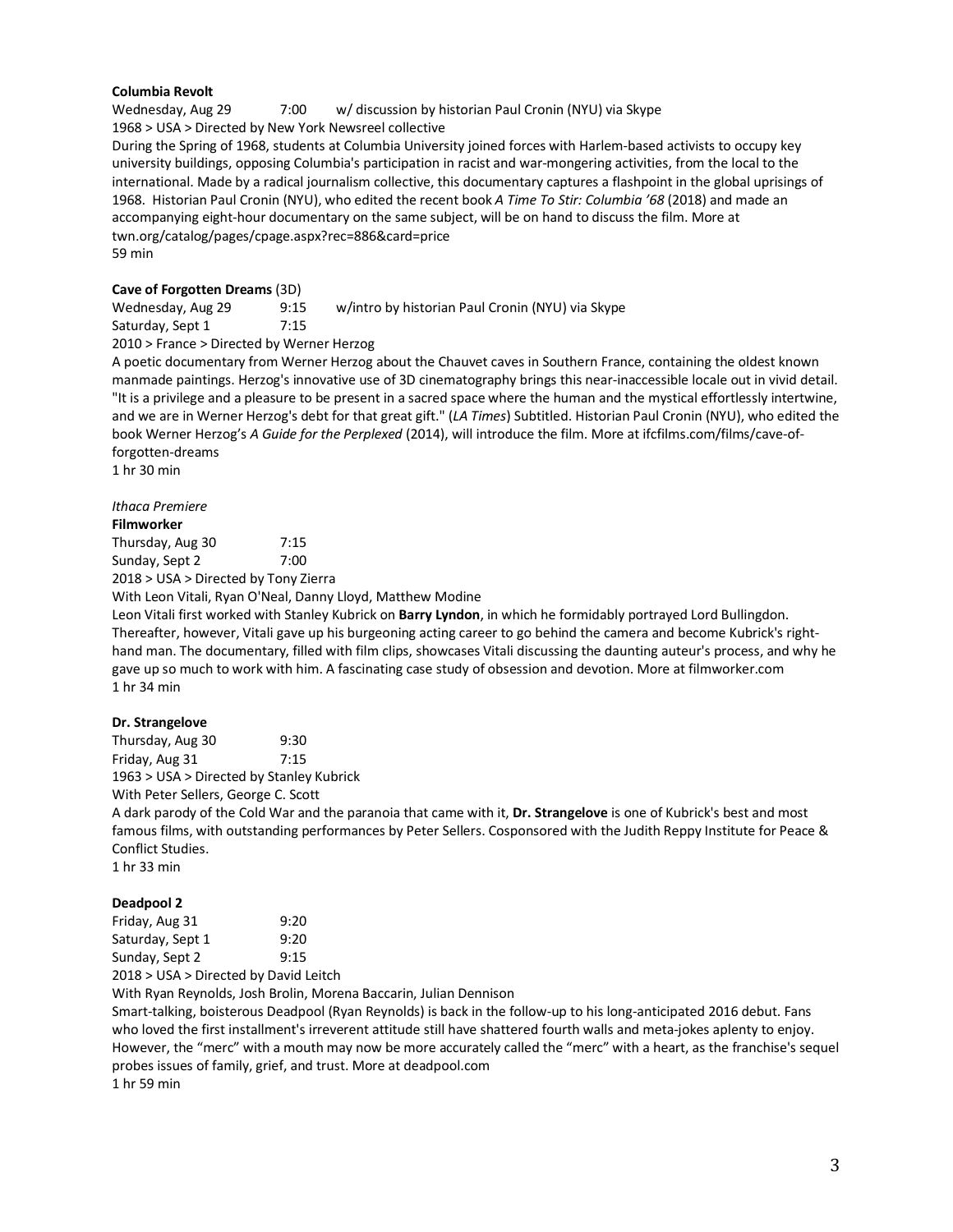**Columbia Revolt**

Wednesday, Aug 29 7:00 w/ discussion by historian Paul Cronin (NYU) via Skype

1968 > USA > Directed by New York Newsreel collective

During the Spring of 1968, students at Columbia University joined forces with Harlem-based activists to occupy key university buildings, opposing Columbia's participation in racist and war-mongering activities, from the local to the international. Made by a radical journalism collective, this documentary captures a flashpoint in the global uprisings of 1968. Historian Paul Cronin (NYU), who edited the recent book *A Time To Stir: Columbia '68* (2018) and made an accompanying eight-hour documentary on the same subject, will be on hand to discuss the film. More at twn.org/catalog/pages/cpage.aspx?rec=886&card=price

59 min

**Cave of Forgotten Dreams** (3D)

Wednesday, Aug 29 9:15 w/intro by historian Paul Cronin (NYU) via Skype

Saturday, Sept 1 7:15

2010 > France > Directed by Werner Herzog

A poetic documentary from Werner Herzog about the Chauvet caves in Southern France, containing the oldest known manmade paintings. Herzog's innovative use of 3D cinematography brings this near-inaccessible locale out in vivid detail. "It is a privilege and a pleasure to be present in a sacred space where the human and the mystical effortlessly intertwine, and we are in Werner Herzog's debt for that great gift." (*LA Times*) Subtitled. Historian Paul Cronin (NYU), who edited the book Werner Herzog's *A Guide for the Perplexed* (2014), will introduce the film. More at ifcfilms.com/films/cave-of-forgotten-dreams

1 hr 30 min

*Ithaca Premiere*

**Filmworker**

Thursday, Aug 30 7:15

Sunday, Sept 2 7:00

2018 > USA > Directed by Tony Zierra

With Leon Vitali, Ryan O'Neal, Danny Lloyd, Matthew Modine

Leon Vitali first worked with Stanley Kubrick on **Barry Lyndon**, in which he formidably portrayed Lord Bullingdon. Thereafter, however, Vitali gave up his burgeoning acting career to go behind the camera and become Kubrick's right-hand man. The documentary, filled with film clips, showcases Vitali discussing the daunting auteur's process, and why he gave up so much to work with him. A fascinating case study of obsession and devotion. More at filmworker.com

1 hr 34 min

**Dr. Strangelove**

Thursday, Aug 30 9:30

Friday, Aug 31 7:15

1963 > USA > Directed by Stanley Kubrick

With Peter Sellers, George C. Scott

A dark parody of the Cold War and the paranoia that came with it, **Dr. Strangelove** is one of Kubrick's best and most famous films, with outstanding performances by Peter Sellers. Cosponsored with the Judith Reppy Institute for Peace & Conflict Studies.

1 hr 33 min

**Deadpool 2**

Friday, Aug 31 9:20

Saturday, Sept 1 9:20

Sunday, Sept 2 9:15

2018 > USA > Directed by David Leitch

With Ryan Reynolds, Josh Brolin, Morena Baccarin, Julian Dennison

Smart-talking, boisterous Deadpool (Ryan Reynolds) is back in the follow-up to his long-anticipated 2016 debut. Fans who loved the first installment's irreverent attitude still have shattered fourth walls and meta-jokes aplenty to enjoy. However, the "merc" with a mouth may now be more accurately called the "merc" with a heart, as the franchise's sequel probes issues of family, grief, and trust. More at deadpool.com

1 hr 59 min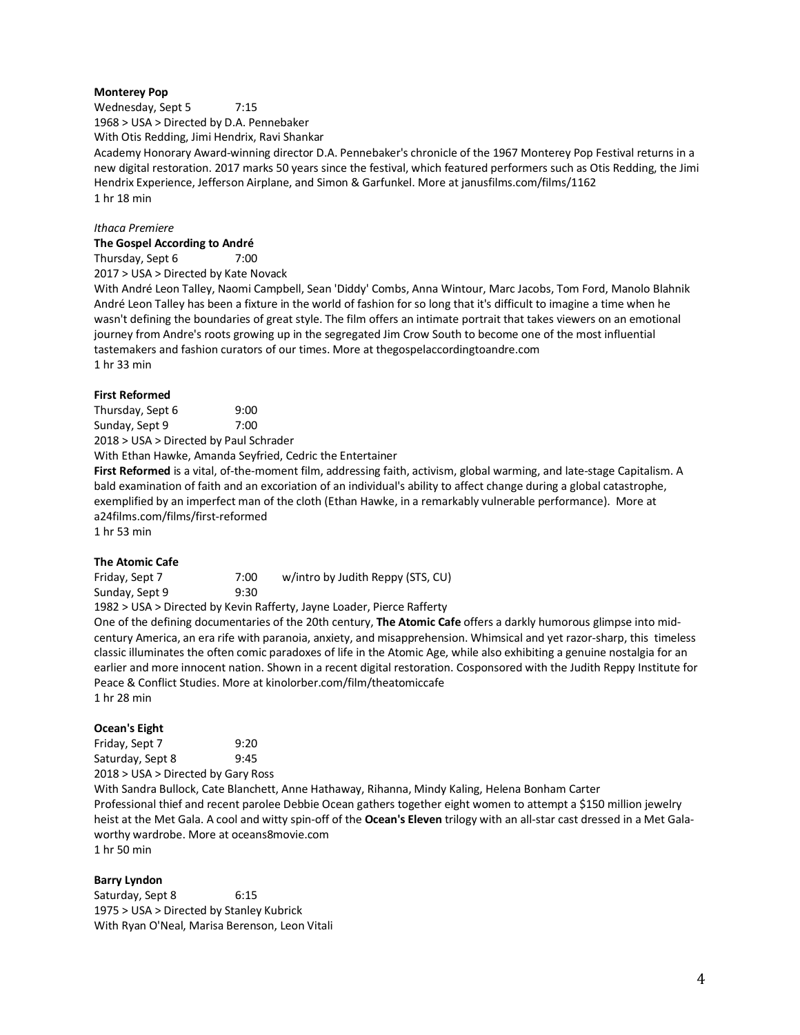**Monterey Pop**

Wednesday, Sept 5 7:15

1968 > USA > Directed by D.A. Pennebaker

With Otis Redding, Jimi Hendrix, Ravi Shankar

Academy Honorary Award-winning director D.A. Pennebaker's chronicle of the 1967 Monterey Pop Festival returns in a new digital restoration. 2017 marks 50 years since the festival, which featured performers such as Otis Redding, the Jimi Hendrix Experience, Jefferson Airplane, and Simon & Garfunkel. More at janusfilms.com/films/1162

1 hr 18 min

*Ithaca Premiere*

**The Gospel According to André**

Thursday, Sept 6 7:00

2017 > USA > Directed by Kate Novack

With André Leon Talley, Naomi Campbell, Sean 'Diddy' Combs, Anna Wintour, Marc Jacobs, Tom Ford, Manolo Blahnik

André Leon Talley has been a fixture in the world of fashion for so long that it's difficult to imagine a time when he wasn't defining the boundaries of great style. The film offers an intimate portrait that takes viewers on an emotional journey from Andre's roots growing up in the segregated Jim Crow South to become one of the most influential tastemakers and fashion curators of our times. More at thegospelaccordingtoandre.com

1 hr 33 min

**First Reformed**

Thursday, Sept 6 9:00

Sunday, Sept 9 7:00

2018 > USA > Directed by Paul Schrader

With Ethan Hawke, Amanda Seyfried, Cedric the Entertainer

**First Reformed** is a vital, of-the-moment film, addressing faith, activism, global warming, and late-stage Capitalism. A bald examination of faith and an excoriation of an individual's ability to affect change during a global catastrophe, exemplified by an imperfect man of the cloth (Ethan Hawke, in a remarkably vulnerable performance). More at a24films.com/films/first-reformed

1 hr 53 min

**The Atomic Cafe**

Friday, Sept 7 7:00 w/intro by Judith Reppy (STS, CU)

Sunday, Sept 9 9:30

1982 > USA > Directed by Kevin Rafferty, Jayne Loader, Pierce Rafferty

One of the defining documentaries of the 20th century, **The Atomic Cafe** offers a darkly humorous glimpse into mid-century America, an era rife with paranoia, anxiety, and misapprehension. Whimsical and yet razor-sharp, this timeless classic illuminates the often comic paradoxes of life in the Atomic Age, while also exhibiting a genuine nostalgia for an earlier and more innocent nation. Shown in a recent digital restoration. Cosponsored with the Judith Reppy Institute for Peace & Conflict Studies. More at kinolorber.com/film/theatomiccafe

1 hr 28 min

**Ocean's Eight**

Friday, Sept 7 9:20

Saturday, Sept 8 9:45

2018 > USA > Directed by Gary Ross

With Sandra Bullock, Cate Blanchett, Anne Hathaway, Rihanna, Mindy Kaling, Helena Bonham Carter

Professional thief and recent parolee Debbie Ocean gathers together eight women to attempt a $150 million jewelry heist at the Met Gala. A cool and witty spin-off of the **Ocean's Eleven** trilogy with an all-star cast dressed in a Met Gala-worthy wardrobe. More at oceans8movie.com

1 hr 50 min

**Barry Lyndon**

Saturday, Sept 8 6:15

1975 > USA > Directed by Stanley Kubrick

With Ryan O'Neal, Marisa Berenson, Leon Vitali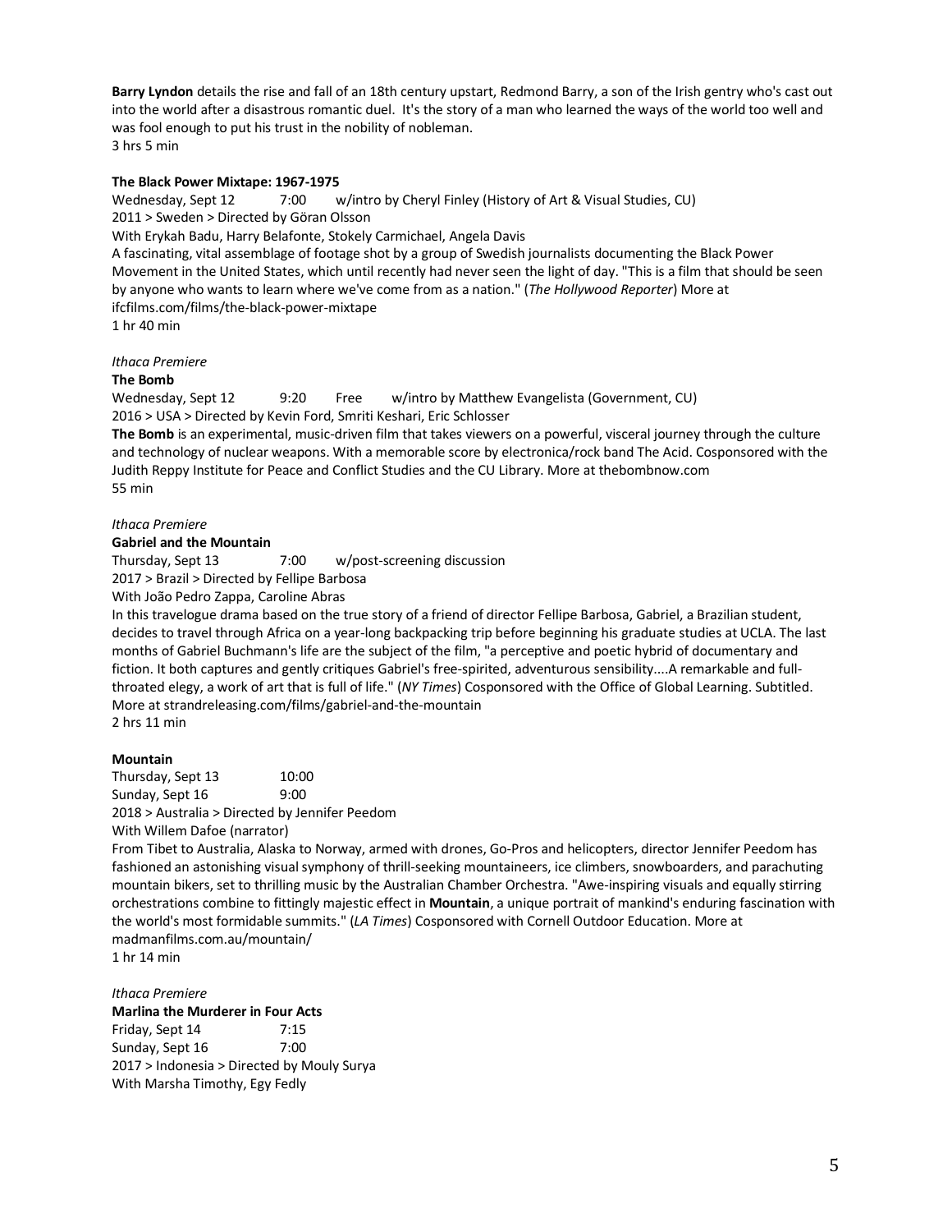**Barry Lyndon** details the rise and fall of an 18th century upstart, Redmond Barry, a son of the Irish gentry who's cast out into the world after a disastrous romantic duel. It's the story of a man who learned the ways of the world too well and was fool enough to put his trust in the nobility of nobleman.
3 hrs 5 min

**The Black Power Mixtape: 1967-1975**
Wednesday, Sept 12 7:00 w/intro by Cheryl Finley (History of Art & Visual Studies, CU)
2011 > Sweden > Directed by Göran Olsson
With Erykah Badu, Harry Belafonte, Stokely Carmichael, Angela Davis
A fascinating, vital assemblage of footage shot by a group of Swedish journalists documenting the Black Power Movement in the United States, which until recently had never seen the light of day. "This is a film that should be seen by anyone who wants to learn where we've come from as a nation." (*The Hollywood Reporter*) More at ifcfilms.com/films/the-black-power-mixtape
1 hr 40 min

*Ithaca Premiere*
**The Bomb**
Wednesday, Sept 12 9:20 Free w/intro by Matthew Evangelista (Government, CU)
2016 > USA > Directed by Kevin Ford, Smriti Keshari, Eric Schlosser
**The Bomb** is an experimental, music-driven film that takes viewers on a powerful, visceral journey through the culture and technology of nuclear weapons. With a memorable score by electronica/rock band The Acid. Cosponsored with the Judith Reppy Institute for Peace and Conflict Studies and the CU Library. More at thebombnow.com
55 min

*Ithaca Premiere*
**Gabriel and the Mountain**
Thursday, Sept 13 7:00 w/post-screening discussion
2017 > Brazil > Directed by Fellipe Barbosa
With João Pedro Zappa, Caroline Abras
In this travelogue drama based on the true story of a friend of director Fellipe Barbosa, Gabriel, a Brazilian student, decides to travel through Africa on a year-long backpacking trip before beginning his graduate studies at UCLA. The last months of Gabriel Buchmann's life are the subject of the film, "a perceptive and poetic hybrid of documentary and fiction. It both captures and gently critiques Gabriel's free-spirited, adventurous sensibility....A remarkable and full-throated elegy, a work of art that is full of life." (*NY Times*) Cosponsored with the Office of Global Learning. Subtitled. More at strandreleasing.com/films/gabriel-and-the-mountain
2 hrs 11 min

**Mountain**
Thursday, Sept 13 10:00
Sunday, Sept 16 9:00
2018 > Australia > Directed by Jennifer Peedom
With Willem Dafoe (narrator)
From Tibet to Australia, Alaska to Norway, armed with drones, Go-Pros and helicopters, director Jennifer Peedom has fashioned an astonishing visual symphony of thrill-seeking mountaineers, ice climbers, snowboarders, and parachuting mountain bikers, set to thrilling music by the Australian Chamber Orchestra. "Awe-inspiring visuals and equally stirring orchestrations combine to fittingly majestic effect in **Mountain**, a unique portrait of mankind's enduring fascination with the world's most formidable summits." (*LA Times*) Cosponsored with Cornell Outdoor Education. More at madmanfilms.com.au/mountain/
1 hr 14 min

*Ithaca Premiere*
**Marlina the Murderer in Four Acts**
Friday, Sept 14 7:15
Sunday, Sept 16 7:00
2017 > Indonesia > Directed by Mouly Surya
With Marsha Timothy, Egy Fedly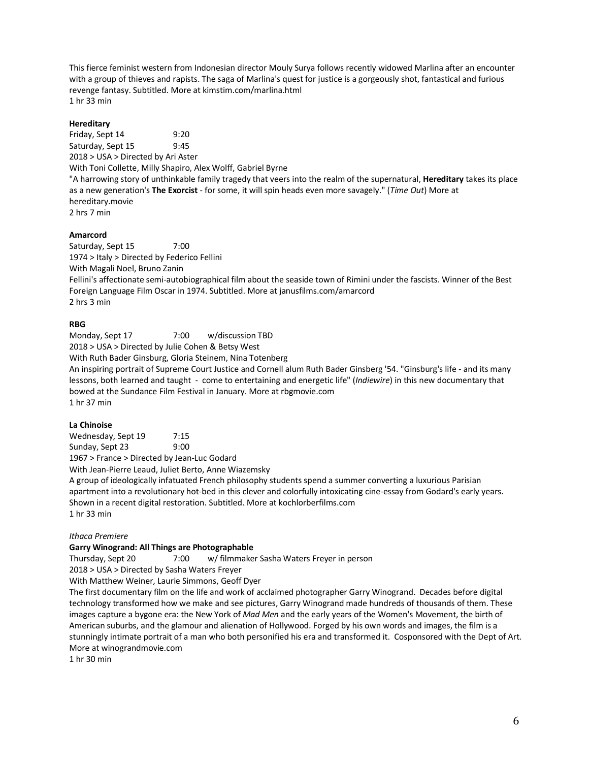This fierce feminist western from Indonesian director Mouly Surya follows recently widowed Marlina after an encounter with a group of thieves and rapists. The saga of Marlina's quest for justice is a gorgeously shot, fantastical and furious revenge fantasy. Subtitled. More at kimstim.com/marlina.html
1 hr 33 min

**Hereditary**
Friday, Sept 14 9:20
Saturday, Sept 15 9:45
2018 > USA > Directed by Ari Aster
With Toni Collette, Milly Shapiro, Alex Wolff, Gabriel Byrne
"A harrowing story of unthinkable family tragedy that veers into the realm of the supernatural, **Hereditary** takes its place as a new generation's **The Exorcist** - for some, it will spin heads even more savagely." (*Time Out*) More at hereditary.movie
2 hrs 7 min

**Amarcord**
Saturday, Sept 15 7:00
1974 > Italy > Directed by Federico Fellini
With Magali Noel, Bruno Zanin
Fellini's affectionate semi-autobiographical film about the seaside town of Rimini under the fascists. Winner of the Best Foreign Language Film Oscar in 1974. Subtitled. More at janusfilms.com/amarcord
2 hrs 3 min

**RBG**
Monday, Sept 17 7:00 w/discussion TBD
2018 > USA > Directed by Julie Cohen & Betsy West
With Ruth Bader Ginsburg, Gloria Steinem, Nina Totenberg
An inspiring portrait of Supreme Court Justice and Cornell alum Ruth Bader Ginsberg '54. "Ginsburg's life - and its many lessons, both learned and taught - come to entertaining and energetic life" (*Indiewire*) in this new documentary that bowed at the Sundance Film Festival in January. More at rbgmovie.com
1 hr 37 min

**La Chinoise**
Wednesday, Sept 19 7:15
Sunday, Sept 23 9:00
1967 > France > Directed by Jean-Luc Godard
With Jean-Pierre Leaud, Juliet Berto, Anne Wiazemsky
A group of ideologically infatuated French philosophy students spend a summer converting a luxurious Parisian apartment into a revolutionary hot-bed in this clever and colorfully intoxicating cine-essay from Godard's early years. Shown in a recent digital restoration. Subtitled. More at kochlorberfilms.com
1 hr 33 min

*Ithaca Premiere*
**Garry Winogrand: All Things are Photographable**
Thursday, Sept 20 7:00 w/ filmmaker Sasha Waters Freyer in person
2018 > USA > Directed by Sasha Waters Freyer
With Matthew Weiner, Laurie Simmons, Geoff Dyer
The first documentary film on the life and work of acclaimed photographer Garry Winogrand. Decades before digital technology transformed how we make and see pictures, Garry Winogrand made hundreds of thousands of them. These images capture a bygone era: the New York of *Mad Men* and the early years of the Women's Movement, the birth of American suburbs, and the glamour and alienation of Hollywood. Forged by his own words and images, the film is a stunningly intimate portrait of a man who both personified his era and transformed it. Cosponsored with the Dept of Art. More at winograndmovie.com
1 hr 30 min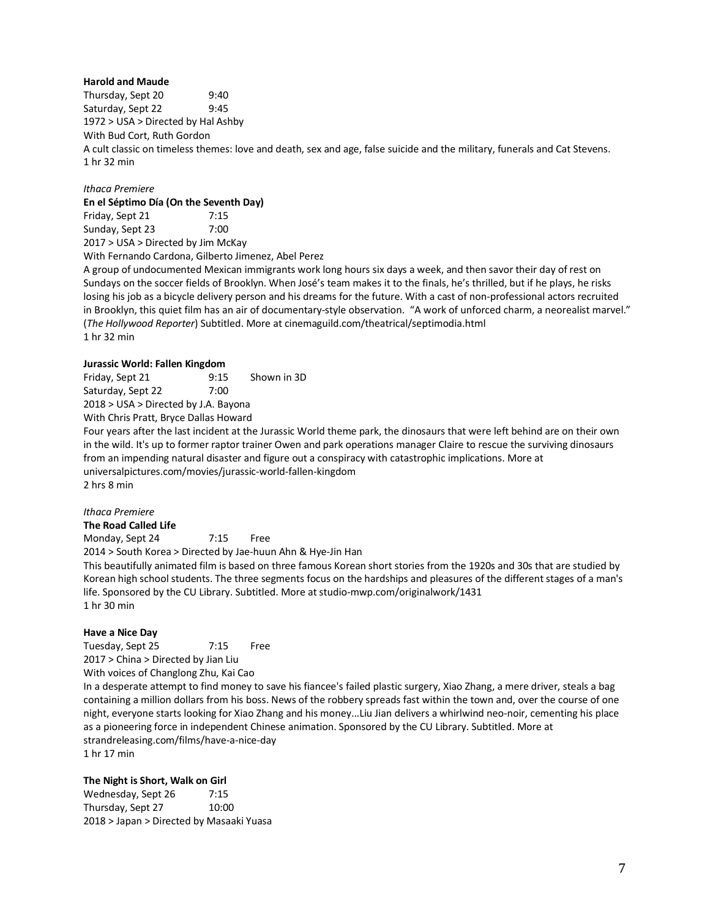**Harold and Maude**

Thursday, Sept 20 9:40
Saturday, Sept 22 9:45
1972 > USA > Directed by Hal Ashby
With Bud Cort, Ruth Gordon
A cult classic on timeless themes: love and death, sex and age, false suicide and the military, funerals and Cat Stevens.
1 hr 32 min

*Ithaca Premiere*

**En el Séptimo Día (On the Seventh Day)**

Friday, Sept 21 7:15
Sunday, Sept 23 7:00
2017 > USA > Directed by Jim McKay
With Fernando Cardona, Gilberto Jimenez, Abel Perez
A group of undocumented Mexican immigrants work long hours six days a week, and then savor their day of rest on Sundays on the soccer fields of Brooklyn. When José's team makes it to the finals, he's thrilled, but if he plays, he risks losing his job as a bicycle delivery person and his dreams for the future. With a cast of non-professional actors recruited in Brooklyn, this quiet film has an air of documentary-style observation. "A work of unforced charm, a neorealist marvel." (*The Hollywood Reporter*) Subtitled. More at cinemaguild.com/theatrical/septimodia.html
1 hr 32 min

**Jurassic World: Fallen Kingdom**

Friday, Sept 21 9:15 Shown in 3D
Saturday, Sept 22 7:00
2018 > USA > Directed by J.A. Bayona
With Chris Pratt, Bryce Dallas Howard
Four years after the last incident at the Jurassic World theme park, the dinosaurs that were left behind are on their own in the wild. It's up to former raptor trainer Owen and park operations manager Claire to rescue the surviving dinosaurs from an impending natural disaster and figure out a conspiracy with catastrophic implications. More at universalpictures.com/movies/jurassic-world-fallen-kingdom
2 hrs 8 min

*Ithaca Premiere*

**The Road Called Life**

Monday, Sept 24 7:15 Free
2014 > South Korea > Directed by Jae-huun Ahn & Hye-Jin Han
This beautifully animated film is based on three famous Korean short stories from the 1920s and 30s that are studied by Korean high school students. The three segments focus on the hardships and pleasures of the different stages of a man's life. Sponsored by the CU Library. Subtitled. More at studio-mwp.com/originalwork/1431
1 hr 30 min

**Have a Nice Day**

Tuesday, Sept 25 7:15 Free
2017 > China > Directed by Jian Liu
With voices of Changlong Zhu, Kai Cao
In a desperate attempt to find money to save his fiancee's failed plastic surgery, Xiao Zhang, a mere driver, steals a bag containing a million dollars from his boss. News of the robbery spreads fast within the town and, over the course of one night, everyone starts looking for Xiao Zhang and his money...Liu Jian delivers a whirlwind neo-noir, cementing his place as a pioneering force in independent Chinese animation. Sponsored by the CU Library. Subtitled. More at strandreleasing.com/films/have-a-nice-day
1 hr 17 min

**The Night is Short, Walk on Girl**

Wednesday, Sept 26 7:15
Thursday, Sept 27 10:00
2018 > Japan > Directed by Masaaki Yuasa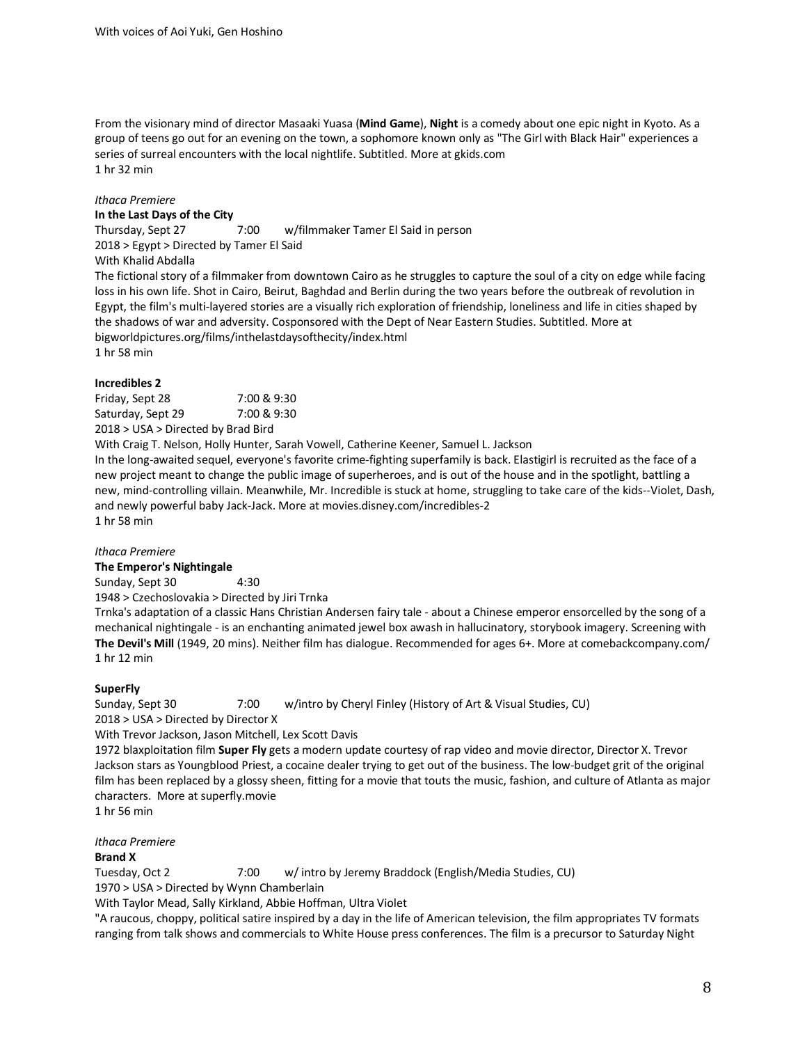With voices of Aoi Yuki, Gen Hoshino

From the visionary mind of director Masaaki Yuasa (**Mind Game**), **Night** is a comedy about one epic night in Kyoto. As a group of teens go out for an evening on the town, a sophomore known only as "The Girl with Black Hair" experiences a series of surreal encounters with the local nightlife. Subtitled. More at gkids.com
1 hr 32 min

*Ithaca Premiere*
**In the Last Days of the City**
Thursday, Sept 27 7:00 w/filmmaker Tamer El Said in person
2018 > Egypt > Directed by Tamer El Said
With Khalid Abdalla
The fictional story of a filmmaker from downtown Cairo as he struggles to capture the soul of a city on edge while facing loss in his own life. Shot in Cairo, Beirut, Baghdad and Berlin during the two years before the outbreak of revolution in Egypt, the film's multi-layered stories are a visually rich exploration of friendship, loneliness and life in cities shaped by the shadows of war and adversity. Cosponsored with the Dept of Near Eastern Studies. Subtitled. More at bigworldpictures.org/films/inthelastdaysofthecity/index.html
1 hr 58 min

**Incredibles 2**
Friday, Sept 28 7:00 & 9:30
Saturday, Sept 29 7:00 & 9:30
2018 > USA > Directed by Brad Bird
With Craig T. Nelson, Holly Hunter, Sarah Vowell, Catherine Keener, Samuel L. Jackson
In the long-awaited sequel, everyone's favorite crime-fighting superfamily is back. Elastigirl is recruited as the face of a new project meant to change the public image of superheroes, and is out of the house and in the spotlight, battling a new, mind-controlling villain. Meanwhile, Mr. Incredible is stuck at home, struggling to take care of the kids--Violet, Dash, and newly powerful baby Jack-Jack. More at movies.disney.com/incredibles-2
1 hr 58 min

*Ithaca Premiere*
**The Emperor's Nightingale**
Sunday, Sept 30 4:30
1948 > Czechoslovakia > Directed by Jiri Trnka
Trnka's adaptation of a classic Hans Christian Andersen fairy tale - about a Chinese emperor ensorcelled by the song of a mechanical nightingale - is an enchanting animated jewel box awash in hallucinatory, storybook imagery. Screening with **The Devil's Mill** (1949, 20 mins). Neither film has dialogue. Recommended for ages 6+. More at comebackcompany.com/
1 hr 12 min

**SuperFly**
Sunday, Sept 30 7:00 w/intro by Cheryl Finley (History of Art & Visual Studies, CU)
2018 > USA > Directed by Director X
With Trevor Jackson, Jason Mitchell, Lex Scott Davis
1972 blaxploitation film **Super Fly** gets a modern update courtesy of rap video and movie director, Director X. Trevor Jackson stars as Youngblood Priest, a cocaine dealer trying to get out of the business. The low-budget grit of the original film has been replaced by a glossy sheen, fitting for a movie that touts the music, fashion, and culture of Atlanta as major characters. More at superfly.movie
1 hr 56 min

*Ithaca Premiere*
**Brand X**
Tuesday, Oct 2 7:00 w/ intro by Jeremy Braddock (English/Media Studies, CU)
1970 > USA > Directed by Wynn Chamberlain
With Taylor Mead, Sally Kirkland, Abbie Hoffman, Ultra Violet
"A raucous, choppy, political satire inspired by a day in the life of American television, the film appropriates TV formats ranging from talk shows and commercials to White House press conferences. The film is a precursor to Saturday Night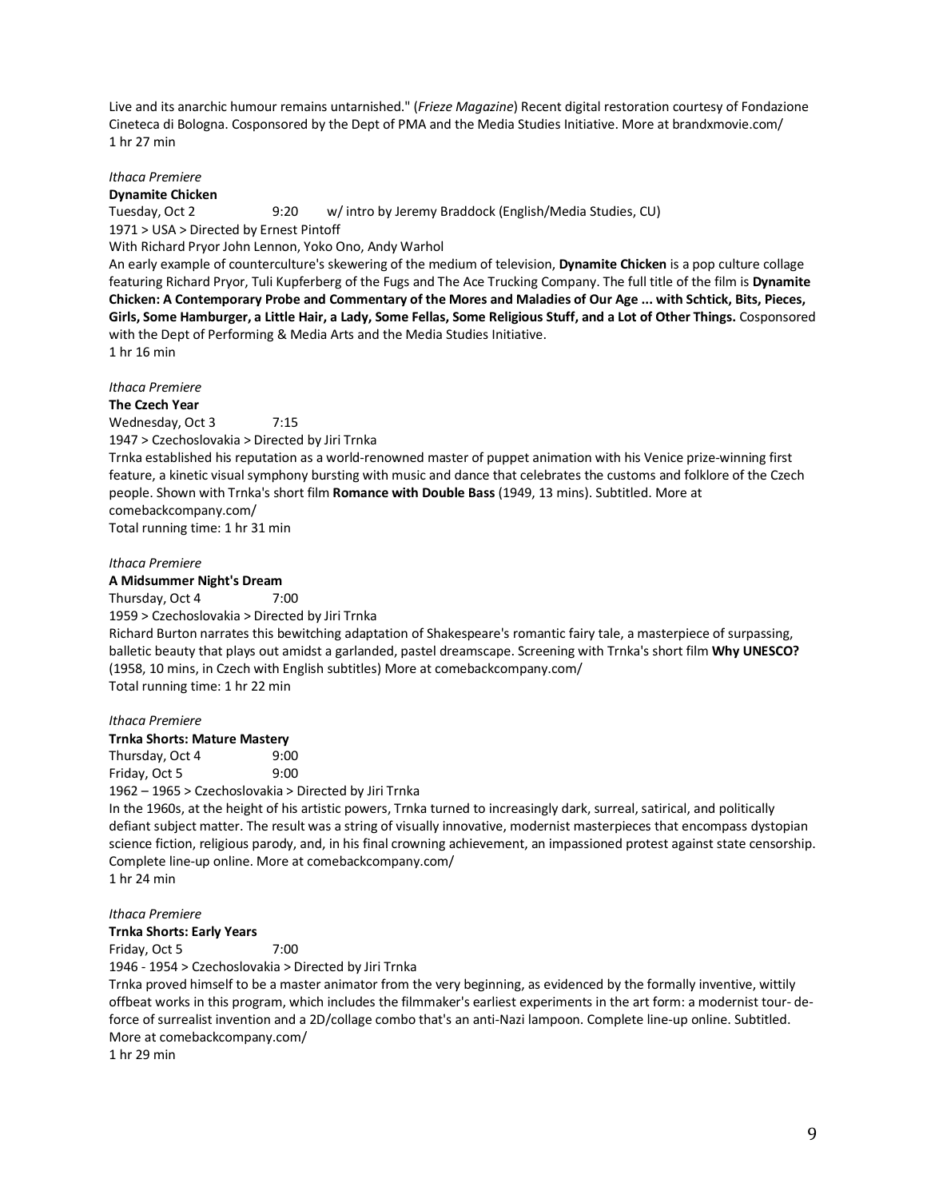Live and its anarchic humour remains untarnished." (*Frieze Magazine*) Recent digital restoration courtesy of Fondazione Cineteca di Bologna. Cosponsored by the Dept of PMA and the Media Studies Initiative. More at brandxmovie.com/
1 hr 27 min

*Ithaca Premiere*
**Dynamite Chicken**
Tuesday, Oct 2 9:20 w/ intro by Jeremy Braddock (English/Media Studies, CU)
1971 > USA > Directed by Ernest Pintoff
With Richard Pryor John Lennon, Yoko Ono, Andy Warhol
An early example of counterculture's skewering of the medium of television, **Dynamite Chicken** is a pop culture collage featuring Richard Pryor, Tuli Kupferberg of the Fugs and The Ace Trucking Company. The full title of the film is **Dynamite Chicken: A Contemporary Probe and Commentary of the Mores and Maladies of Our Age ... with Schtick, Bits, Pieces, Girls, Some Hamburger, a Little Hair, a Lady, Some Fellas, Some Religious Stuff, and a Lot of Other Things.** Cosponsored with the Dept of Performing & Media Arts and the Media Studies Initiative.
1 hr 16 min

*Ithaca Premiere*
**The Czech Year**
Wednesday, Oct 3 7:15
1947 > Czechoslovakia > Directed by Jiri Trnka
Trnka established his reputation as a world-renowned master of puppet animation with his Venice prize-winning first feature, a kinetic visual symphony bursting with music and dance that celebrates the customs and folklore of the Czech people. Shown with Trnka's short film **Romance with Double Bass** (1949, 13 mins). Subtitled. More at comebackcompany.com/
Total running time: 1 hr 31 min

*Ithaca Premiere*
**A Midsummer Night's Dream**
Thursday, Oct 4 7:00
1959 > Czechoslovakia > Directed by Jiri Trnka
Richard Burton narrates this bewitching adaptation of Shakespeare's romantic fairy tale, a masterpiece of surpassing, balletic beauty that plays out amidst a garlanded, pastel dreamscape. Screening with Trnka's short film **Why UNESCO?** (1958, 10 mins, in Czech with English subtitles) More at comebackcompany.com/
Total running time: 1 hr 22 min

*Ithaca Premiere*
**Trnka Shorts: Mature Mastery**
Thursday, Oct 4 9:00
Friday, Oct 5 9:00
1962 – 1965 > Czechoslovakia > Directed by Jiri Trnka
In the 1960s, at the height of his artistic powers, Trnka turned to increasingly dark, surreal, satirical, and politically defiant subject matter. The result was a string of visually innovative, modernist masterpieces that encompass dystopian science fiction, religious parody, and, in his final crowning achievement, an impassioned protest against state censorship. Complete line-up online. More at comebackcompany.com/
1 hr 24 min

*Ithaca Premiere*
**Trnka Shorts: Early Years**
Friday, Oct 5 7:00
1946 - 1954 > Czechoslovakia > Directed by Jiri Trnka
Trnka proved himself to be a master animator from the very beginning, as evidenced by the formally inventive, wittily offbeat works in this program, which includes the filmmaker's earliest experiments in the art form: a modernist tour- de-force of surrealist invention and a 2D/collage combo that's an anti-Nazi lampoon. Complete line-up online. Subtitled. More at comebackcompany.com/
1 hr 29 min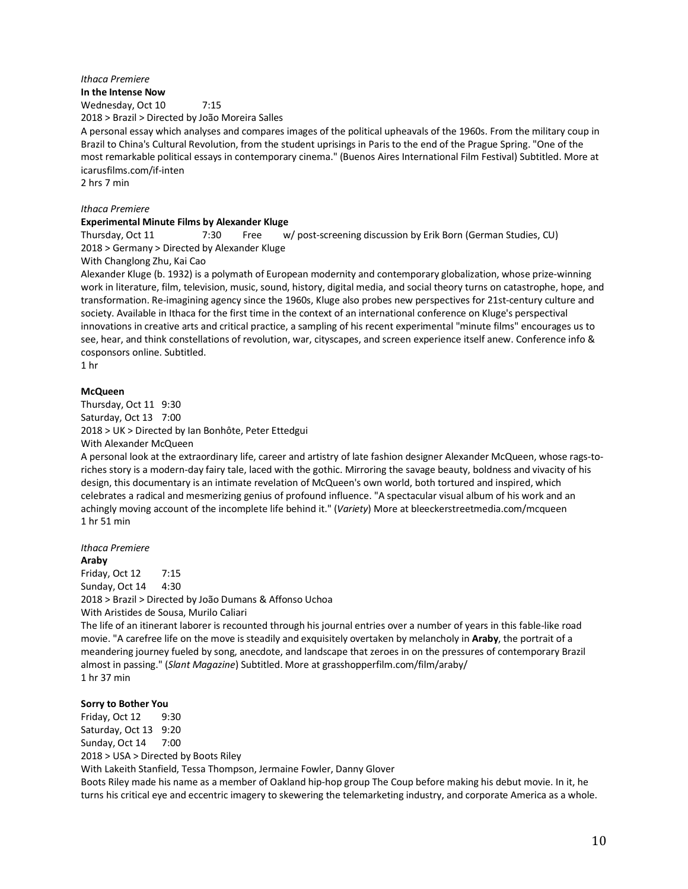*Ithaca Premiere*

**In the Intense Now**

Wednesday, Oct 10 7:15

2018 > Brazil > Directed by João Moreira Salles

A personal essay which analyses and compares images of the political upheavals of the 1960s. From the military coup in Brazil to China's Cultural Revolution, from the student uprisings in Paris to the end of the Prague Spring. "One of the most remarkable political essays in contemporary cinema." (Buenos Aires International Film Festival) Subtitled. More at icarusfilms.com/if-inten

2 hrs 7 min

*Ithaca Premiere*

**Experimental Minute Films by Alexander Kluge**

Thursday, Oct 11 7:30 Free w/ post-screening discussion by Erik Born (German Studies, CU)

2018 > Germany > Directed by Alexander Kluge

With Changlong Zhu, Kai Cao

Alexander Kluge (b. 1932) is a polymath of European modernity and contemporary globalization, whose prize-winning work in literature, film, television, music, sound, history, digital media, and social theory turns on catastrophe, hope, and transformation. Re-imagining agency since the 1960s, Kluge also probes new perspectives for 21st-century culture and society. Available in Ithaca for the first time in the context of an international conference on Kluge's perspectival innovations in creative arts and critical practice, a sampling of his recent experimental "minute films" encourages us to see, hear, and think constellations of revolution, war, cityscapes, and screen experience itself anew. Conference info & cosponsors online. Subtitled.

1 hr

**McQueen**

Thursday, Oct 11 9:30

Saturday, Oct 13 7:00

2018 > UK > Directed by Ian Bonhôte, Peter Ettedgui

With Alexander McQueen

A personal look at the extraordinary life, career and artistry of late fashion designer Alexander McQueen, whose rags-to-riches story is a modern-day fairy tale, laced with the gothic. Mirroring the savage beauty, boldness and vivacity of his design, this documentary is an intimate revelation of McQueen's own world, both tortured and inspired, which celebrates a radical and mesmerizing genius of profound influence. "A spectacular visual album of his work and an achingly moving account of the incomplete life behind it." (*Variety*) More at bleeckerstreetmedia.com/mcqueen

1 hr 51 min

*Ithaca Premiere*

**Araby**

Friday, Oct 12 7:15

Sunday, Oct 14 4:30

2018 > Brazil > Directed by João Dumans & Affonso Uchoa

With Aristides de Sousa, Murilo Caliari

The life of an itinerant laborer is recounted through his journal entries over a number of years in this fable-like road movie. "A carefree life on the move is steadily and exquisitely overtaken by melancholy in **Araby**, the portrait of a meandering journey fueled by song, anecdote, and landscape that zeroes in on the pressures of contemporary Brazil almost in passing." (*Slant Magazine*) Subtitled. More at grasshopperfilm.com/film/araby/

1 hr 37 min

**Sorry to Bother You**

Friday, Oct 12 9:30

Saturday, Oct 13 9:20

Sunday, Oct 14 7:00

2018 > USA > Directed by Boots Riley

With Lakeith Stanfield, Tessa Thompson, Jermaine Fowler, Danny Glover

Boots Riley made his name as a member of Oakland hip-hop group The Coup before making his debut movie. In it, he turns his critical eye and eccentric imagery to skewering the telemarketing industry, and corporate America as a whole.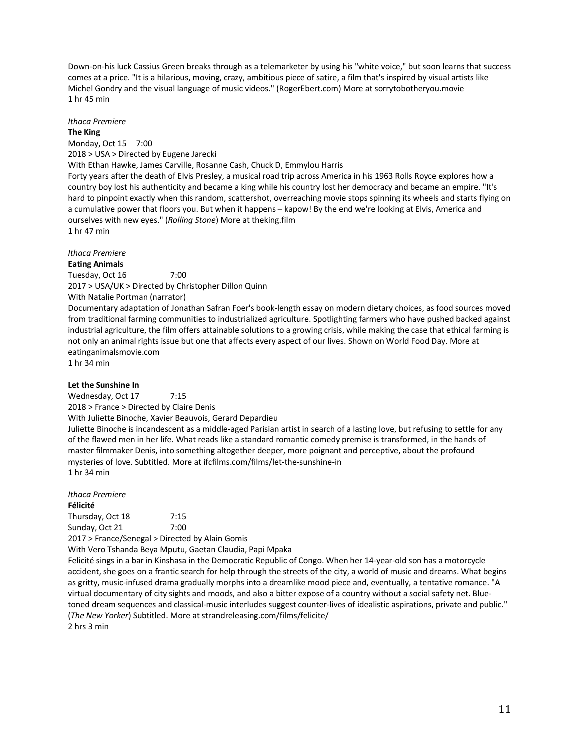Down-on-his luck Cassius Green breaks through as a telemarketer by using his "white voice," but soon learns that success comes at a price. "It is a hilarious, moving, crazy, ambitious piece of satire, a film that's inspired by visual artists like Michel Gondry and the visual language of music videos." (RogerEbert.com) More at sorrytobotheryou.movie
1 hr 45 min

*Ithaca Premiere*
**The King**
Monday, Oct 15 7:00
2018 > USA > Directed by Eugene Jarecki
With Ethan Hawke, James Carville, Rosanne Cash, Chuck D, Emmylou Harris
Forty years after the death of Elvis Presley, a musical road trip across America in his 1963 Rolls Royce explores how a country boy lost his authenticity and became a king while his country lost her democracy and became an empire. "It's hard to pinpoint exactly when this random, scattershot, overreaching movie stops spinning its wheels and starts flying on a cumulative power that floors you. But when it happens – kapow! By the end we're looking at Elvis, America and ourselves with new eyes." (*Rolling Stone*) More at theking.film
1 hr 47 min

*Ithaca Premiere*
**Eating Animals**
Tuesday, Oct 16 7:00
2017 > USA/UK > Directed by Christopher Dillon Quinn
With Natalie Portman (narrator)
Documentary adaptation of Jonathan Safran Foer's book-length essay on modern dietary choices, as food sources moved from traditional farming communities to industrialized agriculture. Spotlighting farmers who have pushed backed against industrial agriculture, the film offers attainable solutions to a growing crisis, while making the case that ethical farming is not only an animal rights issue but one that affects every aspect of our lives. Shown on World Food Day. More at eatinganimalsmovie.com
1 hr 34 min

**Let the Sunshine In**
Wednesday, Oct 17 7:15
2018 > France > Directed by Claire Denis
With Juliette Binoche, Xavier Beauvois, Gerard Depardieu
Juliette Binoche is incandescent as a middle-aged Parisian artist in search of a lasting love, but refusing to settle for any of the flawed men in her life. What reads like a standard romantic comedy premise is transformed, in the hands of master filmmaker Denis, into something altogether deeper, more poignant and perceptive, about the profound mysteries of love. Subtitled. More at ifcfilms.com/films/let-the-sunshine-in
1 hr 34 min

*Ithaca Premiere*
**Félicité**
Thursday, Oct 18 7:15
Sunday, Oct 21 7:00
2017 > France/Senegal > Directed by Alain Gomis
With Vero Tshanda Beya Mputu, Gaetan Claudia, Papi Mpaka
Felicité sings in a bar in Kinshasa in the Democratic Republic of Congo. When her 14-year-old son has a motorcycle accident, she goes on a frantic search for help through the streets of the city, a world of music and dreams. What begins as gritty, music-infused drama gradually morphs into a dreamlike mood piece and, eventually, a tentative romance. "A virtual documentary of city sights and moods, and also a bitter expose of a country without a social safety net. Blue-toned dream sequences and classical-music interludes suggest counter-lives of idealistic aspirations, private and public." (*The New Yorker*) Subtitled. More at strandreleasing.com/films/felicite/
2 hrs 3 min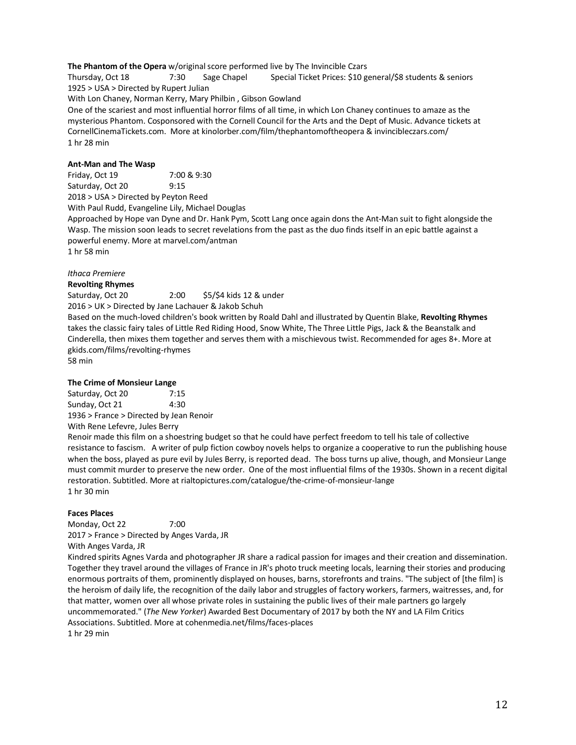**The Phantom of the Opera** w/original score performed live by The Invincible Czars
Thursday, Oct 18 7:30 Sage Chapel Special Ticket Prices: $10 general/$8 students & seniors
1925 > USA > Directed by Rupert Julian
With Lon Chaney, Norman Kerry, Mary Philbin , Gibson Gowland
One of the scariest and most influential horror films of all time, in which Lon Chaney continues to amaze as the mysterious Phantom. Cosponsored with the Cornell Council for the Arts and the Dept of Music. Advance tickets at CornellCinemaTickets.com. More at kinolorber.com/film/thephantomoftheopera & invinciblecza rs.com/
1 hr 28 min

**Ant-Man and The Wasp**
Friday, Oct 19 7:00 & 9:30
Saturday, Oct 20 9:15
2018 > USA > Directed by Peyton Reed
With Paul Rudd, Evangeline Lily, Michael Douglas
Approached by Hope van Dyne and Dr. Hank Pym, Scott Lang once again dons the Ant-Man suit to fight alongside the Wasp. The mission soon leads to secret revelations from the past as the duo finds itself in an epic battle against a powerful enemy. More at marvel.com/antman
1 hr 58 min

*Ithaca Premiere*
**Revolting Rhymes**
Saturday, Oct 20 2:00 $5/$4 kids 12 & under
2016 > UK > Directed by Jane Lachauer & Jakob Schuh
Based on the much-loved children's book written by Roald Dahl and illustrated by Quentin Blake, **Revolting Rhymes** takes the classic fairy tales of Little Red Riding Hood, Snow White, The Three Little Pigs, Jack & the Beanstalk and Cinderella, then mixes them together and serves them with a mischievous twist. Recommended for ages 8+. More at gkids.com/films/revolting-rhymes
58 min

**The Crime of Monsieur Lange**
Saturday, Oct 20 7:15
Sunday, Oct 21 4:30
1936 > France > Directed by Jean Renoir
With Rene Lefevre, Jules Berry
Renoir made this film on a shoestring budget so that he could have perfect freedom to tell his tale of collective resistance to fascism. A writer of pulp fiction cowboy novels helps to organize a cooperative to run the publishing house when the boss, played as pure evil by Jules Berry, is reported dead. The boss turns up alive, though, and Monsieur Lange must commit murder to preserve the new order. One of the most influential films of the 1930s. Shown in a recent digital restoration. Subtitled. More at rialtopictures.com/catalogue/the-crime-of-monsieur-lange
1 hr 30 min

**Faces Places**
Monday, Oct 22 7:00
2017 > France > Directed by Anges Varda, JR
With Anges Varda, JR
Kindred spirits Agnes Varda and photographer JR share a radical passion for images and their creation and dissemination. Together they travel around the villages of France in JR's photo truck meeting locals, learning their stories and producing enormous portraits of them, prominently displayed on houses, barns, storefronts and trains. "The subject of [the film] is the heroism of daily life, the recognition of the daily labor and struggles of factory workers, farmers, waitresses, and, for that matter, women over all whose private roles in sustaining the public lives of their male partners go largely uncommemorated." (*The New Yorker*) Awarded Best Documentary of 2017 by both the NY and LA Film Critics Associations. Subtitled. More at cohenmedia.net/films/faces-places
1 hr 29 min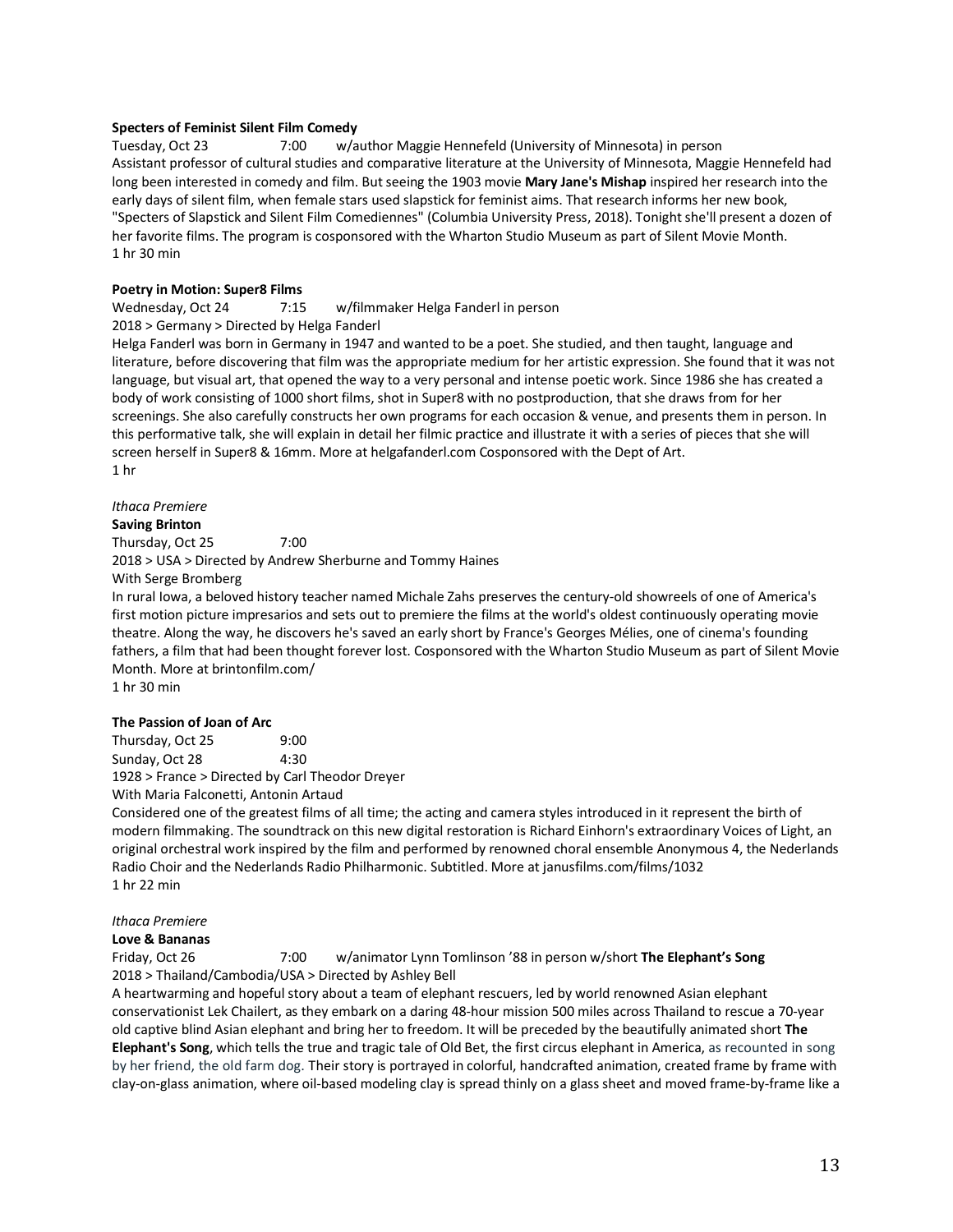**Specters of Feminist Silent Film Comedy**
Tuesday, Oct 23 7:00 w/author Maggie Hennefeld (University of Minnesota) in person
Assistant professor of cultural studies and comparative literature at the University of Minnesota, Maggie Hennefeld had long been interested in comedy and film. But seeing the 1903 movie **Mary Jane's Mishap** inspired her research into the early days of silent film, when female stars used slapstick for feminist aims. That research informs her new book, "Specters of Slapstick and Silent Film Comediennes" (Columbia University Press, 2018). Tonight she'll present a dozen of her favorite films. The program is cosponsored with the Wharton Studio Museum as part of Silent Movie Month.
1 hr 30 min

**Poetry in Motion: Super8 Films**
Wednesday, Oct 24 7:15 w/filmmaker Helga Fanderl in person
2018 > Germany > Directed by Helga Fanderl
Helga Fanderl was born in Germany in 1947 and wanted to be a poet. She studied, and then taught, language and literature, before discovering that film was the appropriate medium for her artistic expression. She found that it was not language, but visual art, that opened the way to a very personal and intense poetic work. Since 1986 she has created a body of work consisting of 1000 short films, shot in Super8 with no postproduction, that she draws from for her screenings. She also carefully constructs her own programs for each occasion & venue, and presents them in person. In this performative talk, she will explain in detail her filmic practice and illustrate it with a series of pieces that she will screen herself in Super8 & 16mm. More at helgafanderl.com Cosponsored with the Dept of Art.
1 hr

*Ithaca Premiere*
**Saving Brinton**
Thursday, Oct 25 7:00
2018 > USA > Directed by Andrew Sherburne and Tommy Haines
With Serge Bromberg
In rural Iowa, a beloved history teacher named Michale Zahs preserves the century-old showreels of one of America's first motion picture impresarios and sets out to premiere the films at the world's oldest continuously operating movie theatre. Along the way, he discovers he's saved an early short by France's Georges Mélies, one of cinema's founding fathers, a film that had been thought forever lost. Cosponsored with the Wharton Studio Museum as part of Silent Movie Month. More at brintonfilm.com/
1 hr 30 min

**The Passion of Joan of Arc**
Thursday, Oct 25 9:00
Sunday, Oct 28 4:30
1928 > France > Directed by Carl Theodor Dreyer
With Maria Falconetti, Antonin Artaud
Considered one of the greatest films of all time; the acting and camera styles introduced in it represent the birth of modern filmmaking. The soundtrack on this new digital restoration is Richard Einhorn's extraordinary Voices of Light, an original orchestral work inspired by the film and performed by renowned choral ensemble Anonymous 4, the Nederlands Radio Choir and the Nederlands Radio Philharmonic. Subtitled. More at janusfilms.com/films/1032
1 hr 22 min

*Ithaca Premiere*
**Love & Bananas**
Friday, Oct 26 7:00 w/animator Lynn Tomlinson '88 in person w/short **The Elephant's Song**
2018 > Thailand/Cambodia/USA > Directed by Ashley Bell
A heartwarming and hopeful story about a team of elephant rescuers, led by world renowned Asian elephant conservationist Lek Chailert, as they embark on a daring 48-hour mission 500 miles across Thailand to rescue a 70-year old captive blind Asian elephant and bring her to freedom. It will be preceded by the beautifully animated short **The Elephant's Song**, which tells the true and tragic tale of Old Bet, the first circus elephant in America, as recounted in song by her friend, the old farm dog. Their story is portrayed in colorful, handcrafted animation, created frame by frame with clay-on-glass animation, where oil-based modeling clay is spread thinly on a glass sheet and moved frame-by-frame like a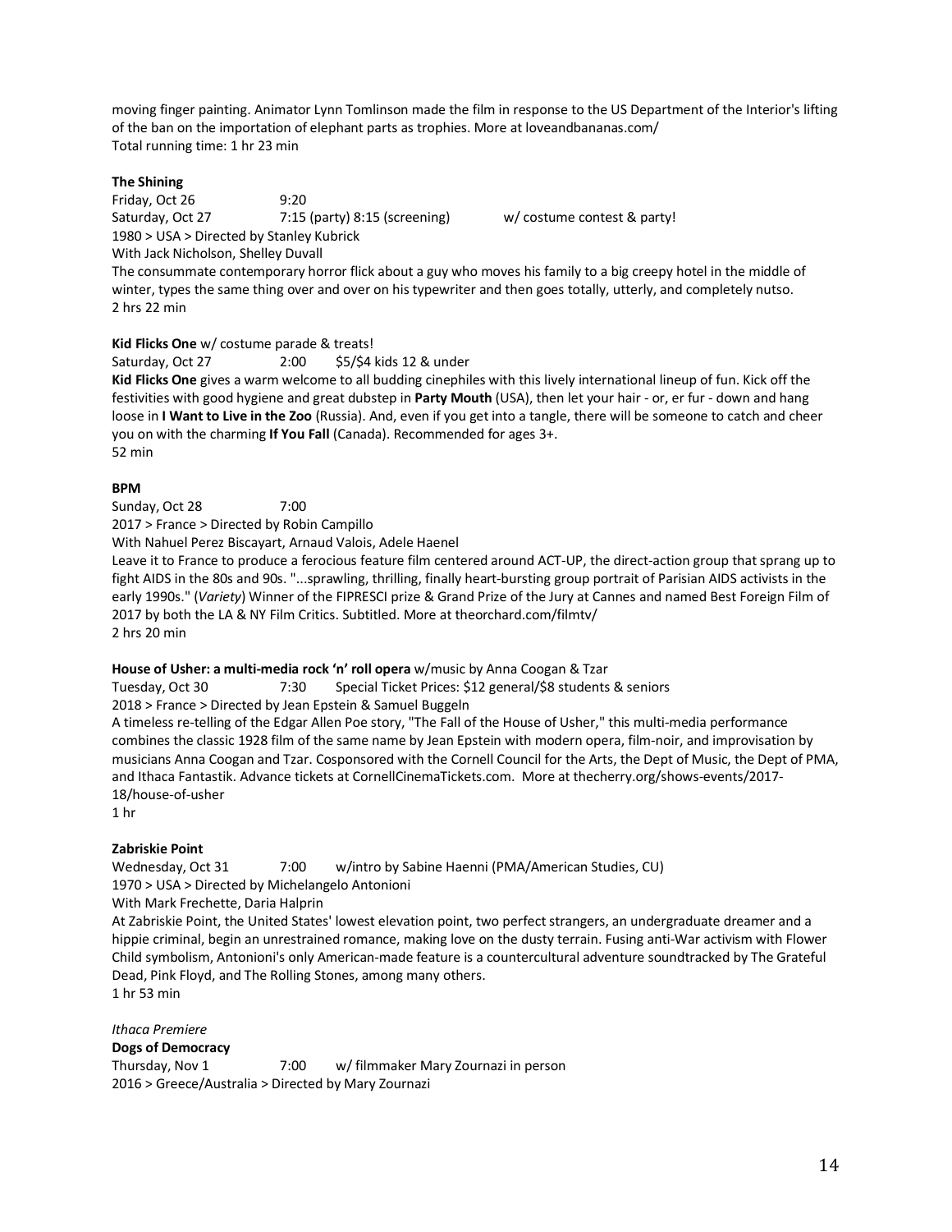moving finger painting. Animator Lynn Tomlinson made the film in response to the US Department of the Interior's lifting of the ban on the importation of elephant parts as trophies. More at loveandbananas.com/
Total running time: 1 hr 23 min

**The Shining**
Friday, Oct 26 9:20
Saturday, Oct 27 7:15 (party) 8:15 (screening) w/ costume contest & party!
1980 > USA > Directed by Stanley Kubrick
With Jack Nicholson, Shelley Duvall
The consummate contemporary horror flick about a guy who moves his family to a big creepy hotel in the middle of winter, types the same thing over and over on his typewriter and then goes totally, utterly, and completely nutso.
2 hrs 22 min

**Kid Flicks One** w/ costume parade & treats!
Saturday, Oct 27 2:00 $5/$4 kids 12 & under
**Kid Flicks One** gives a warm welcome to all budding cinephiles with this lively international lineup of fun. Kick off the festivities with good hygiene and great dubstep in **Party Mouth** (USA), then let your hair - or, er fur - down and hang loose in **I Want to Live in the Zoo** (Russia). And, even if you get into a tangle, there will be someone to catch and cheer you on with the charming **If You Fall** (Canada). Recommended for ages 3+.
52 min

**BPM**
Sunday, Oct 28 7:00
2017 > France > Directed by Robin Campillo
With Nahuel Perez Biscayart, Arnaud Valois, Adele Haenel
Leave it to France to produce a ferocious feature film centered around ACT-UP, the direct-action group that sprang up to fight AIDS in the 80s and 90s. "...sprawling, thrilling, finally heart-bursting group portrait of Parisian AIDS activists in the early 1990s." (*Variety*) Winner of the FIPRESCI prize & Grand Prize of the Jury at Cannes and named Best Foreign Film of 2017 by both the LA & NY Film Critics. Subtitled. More at theorchard.com/filmtv/
2 hrs 20 min

**House of Usher: a multi-media rock 'n' roll opera** w/music by Anna Coogan & Tzar
Tuesday, Oct 30 7:30 Special Ticket Prices: $12 general/$8 students & seniors
2018 > France > Directed by Jean Epstein & Samuel Buggeln
A timeless re-telling of the Edgar Allen Poe story, "The Fall of the House of Usher," this multi-media performance combines the classic 1928 film of the same name by Jean Epstein with modern opera, film-noir, and improvisation by musicians Anna Coogan and Tzar. Cosponsored with the Cornell Council for the Arts, the Dept of Music, the Dept of PMA, and Ithaca Fantastik. Advance tickets at CornellCinemaTickets.com. More at thecherry.org/shows-events/2017-18/house-of-usher
1 hr

**Zabriskie Point**
Wednesday, Oct 31 7:00 w/intro by Sabine Haenni (PMA/American Studies, CU)
1970 > USA > Directed by Michelangelo Antonioni
With Mark Frechette, Daria Halprin
At Zabriskie Point, the United States' lowest elevation point, two perfect strangers, an undergraduate dreamer and a hippie criminal, begin an unrestrained romance, making love on the dusty terrain. Fusing anti-War activism with Flower Child symbolism, Antonioni's only American-made feature is a countercultural adventure soundtracked by The Grateful Dead, Pink Floyd, and The Rolling Stones, among many others.
1 hr 53 min

*Ithaca Premiere*
**Dogs of Democracy**
Thursday, Nov 1 7:00 w/ filmmaker Mary Zournazi in person
2016 > Greece/Australia > Directed by Mary Zournazi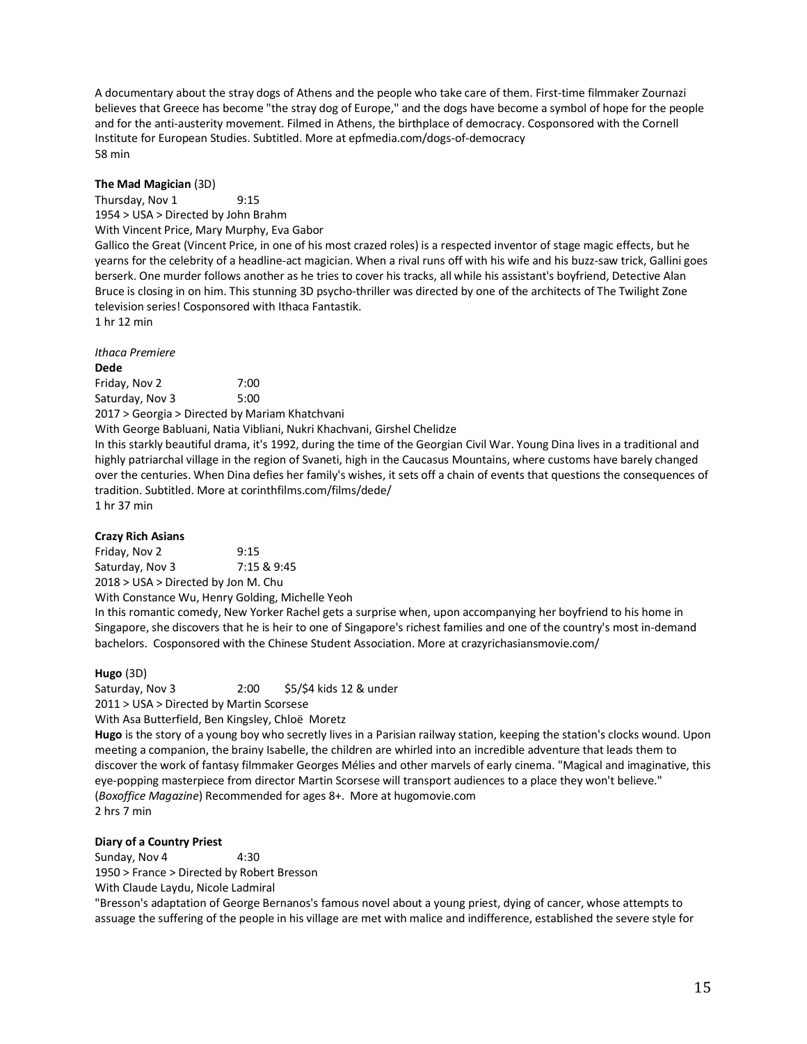A documentary about the stray dogs of Athens and the people who take care of them. First-time filmmaker Zournazi believes that Greece has become "the stray dog of Europe," and the dogs have become a symbol of hope for the people and for the anti-austerity movement. Filmed in Athens, the birthplace of democracy. Cosponsored with the Cornell Institute for European Studies. Subtitled. More at epfmedia.com/dogs-of-democracy
58 min

**The Mad Magician** (3D)
Thursday, Nov 1 9:15
1954 > USA > Directed by John Brahm
With Vincent Price, Mary Murphy, Eva Gabor
Gallico the Great (Vincent Price, in one of his most crazed roles) is a respected inventor of stage magic effects, but he yearns for the celebrity of a headline-act magician. When a rival runs off with his wife and his buzz-saw trick, Gallini goes berserk. One murder follows another as he tries to cover his tracks, all while his assistant's boyfriend, Detective Alan Bruce is closing in on him. This stunning 3D psycho-thriller was directed by one of the architects of The Twilight Zone television series! Cosponsored with Ithaca Fantastik.
1 hr 12 min

*Ithaca Premiere*
**Dede**
Friday, Nov 2 7:00
Saturday, Nov 3 5:00
2017 > Georgia > Directed by Mariam Khatchvani
With George Babluani, Natia Vibliani, Nukri Khachvani, Girshel Chelidze
In this starkly beautiful drama, it's 1992, during the time of the Georgian Civil War. Young Dina lives in a traditional and highly patriarchal village in the region of Svaneti, high in the Caucasus Mountains, where customs have barely changed over the centuries. When Dina defies her family's wishes, it sets off a chain of events that questions the consequences of tradition. Subtitled. More at corinthfilms.com/films/dede/
1 hr 37 min

**Crazy Rich Asians**
Friday, Nov 2 9:15
Saturday, Nov 3 7:15 & 9:45
2018 > USA > Directed by Jon M. Chu
With Constance Wu, Henry Golding, Michelle Yeoh
In this romantic comedy, New Yorker Rachel gets a surprise when, upon accompanying her boyfriend to his home in Singapore, she discovers that he is heir to one of Singapore's richest families and one of the country's most in-demand bachelors. Cosponsored with the Chinese Student Association. More at crazyrichasiansmovie.com/

**Hugo** (3D)
Saturday, Nov 3 2:00 $5/$4 kids 12 & under
2011 > USA > Directed by Martin Scorsese
With Asa Butterfield, Ben Kingsley, Chloë Moretz
**Hugo** is the story of a young boy who secretly lives in a Parisian railway station, keeping the station's clocks wound. Upon meeting a companion, the brainy Isabelle, the children are whirled into an incredible adventure that leads them to discover the work of fantasy filmmaker Georges Mélies and other marvels of early cinema. "Magical and imaginative, this eye-popping masterpiece from director Martin Scorsese will transport audiences to a place they won't believe." (*Boxoffice Magazine*) Recommended for ages 8+. More at hugomovie.com
2 hrs 7 min

**Diary of a Country Priest**
Sunday, Nov 4 4:30
1950 > France > Directed by Robert Bresson
With Claude Laydu, Nicole Ladmiral
"Bresson's adaptation of George Bernanos's famous novel about a young priest, dying of cancer, whose attempts to assuage the suffering of the people in his village are met with malice and indifference, established the severe style for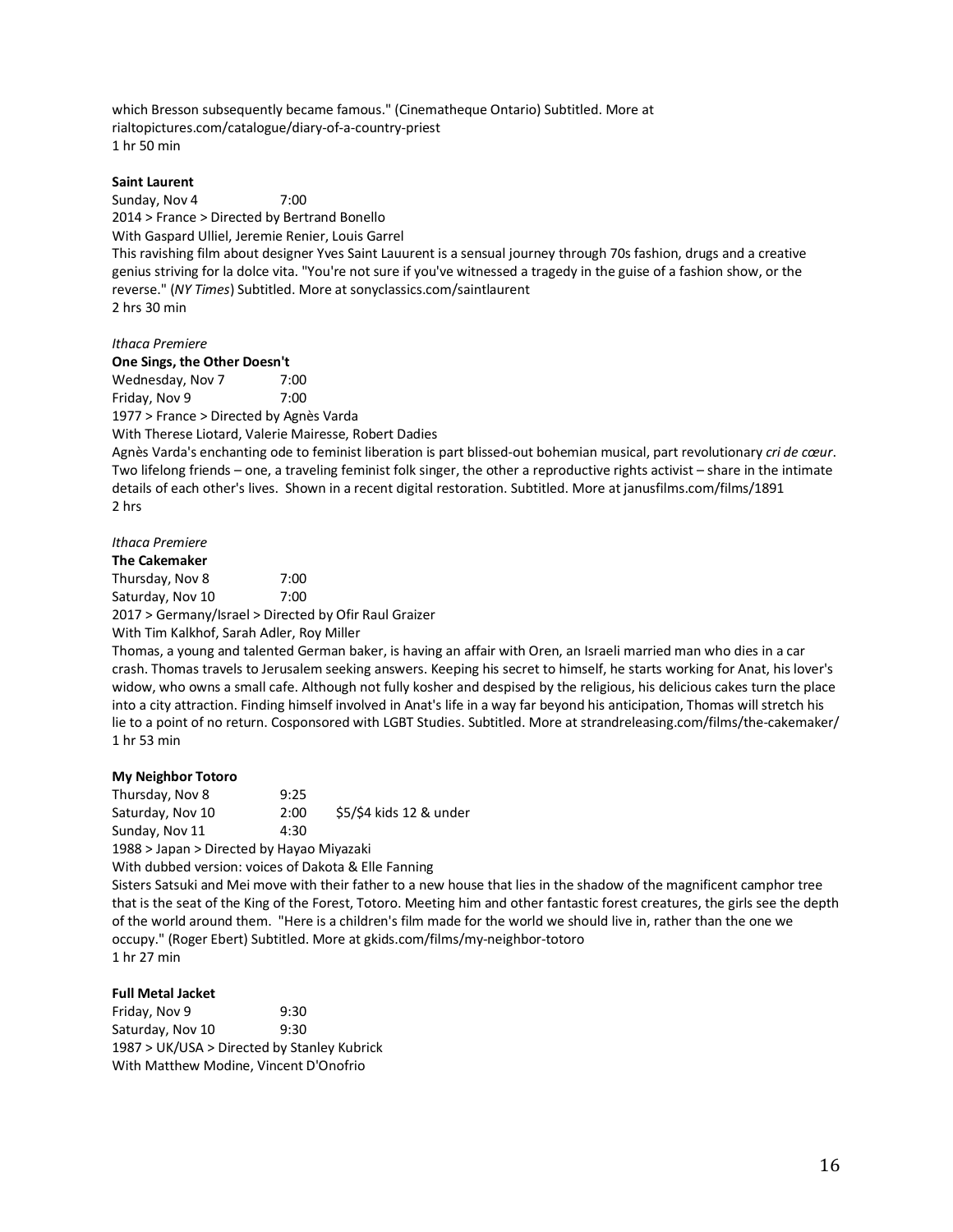which Bresson subsequently became famous." (Cinematheque Ontario) Subtitled. More at rialtopictures.com/catalogue/diary-of-a-country-priest
1 hr 50 min

**Saint Laurent**
Sunday, Nov 4 7:00
2014 > France > Directed by Bertrand Bonello
With Gaspard Ulliel, Jeremie Renier, Louis Garrel
This ravishing film about designer Yves Saint Lauurent is a sensual journey through 70s fashion, drugs and a creative genius striving for la dolce vita. "You're not sure if you've witnessed a tragedy in the guise of a fashion show, or the reverse." (*NY Times*) Subtitled. More at sonyclassics.com/saintlaurent
2 hrs 30 min

*Ithaca Premiere*
**One Sings, the Other Doesn't**
Wednesday, Nov 7 7:00
Friday, Nov 9 7:00
1977 > France > Directed by Agnès Varda
With Therese Liotard, Valerie Mairesse, Robert Dadies
Agnès Varda's enchanting ode to feminist liberation is part blissed-out bohemian musical, part revolutionary *cri de cœur*. Two lifelong friends – one, a traveling feminist folk singer, the other a reproductive rights activist – share in the intimate details of each other's lives. Shown in a recent digital restoration. Subtitled. More at janusfilms.com/films/1891
2 hrs

*Ithaca Premiere*
**The Cakemaker**
Thursday, Nov 8 7:00
Saturday, Nov 10 7:00
2017 > Germany/Israel > Directed by Ofir Raul Graizer
With Tim Kalkhof, Sarah Adler, Roy Miller
Thomas, a young and talented German baker, is having an affair with Oren, an Israeli married man who dies in a car crash. Thomas travels to Jerusalem seeking answers. Keeping his secret to himself, he starts working for Anat, his lover's widow, who owns a small cafe. Although not fully kosher and despised by the religious, his delicious cakes turn the place into a city attraction. Finding himself involved in Anat's life in a way far beyond his anticipation, Thomas will stretch his lie to a point of no return. Cosponsored with LGBT Studies. Subtitled. More at strandreleasing.com/films/the-cakemaker/
1 hr 53 min

**My Neighbor Totoro**
Thursday, Nov 8 9:25
Saturday, Nov 10 2:00 $5/$4 kids 12 & under
Sunday, Nov 11 4:30
1988 > Japan > Directed by Hayao Miyazaki
With dubbed version: voices of Dakota & Elle Fanning
Sisters Satsuki and Mei move with their father to a new house that lies in the shadow of the magnificent camphor tree that is the seat of the King of the Forest, Totoro. Meeting him and other fantastic forest creatures, the girls see the depth of the world around them. "Here is a children's film made for the world we should live in, rather than the one we occupy." (Roger Ebert) Subtitled. More at gkids.com/films/my-neighbor-totoro
1 hr 27 min

**Full Metal Jacket**
Friday, Nov 9 9:30
Saturday, Nov 10 9:30
1987 > UK/USA > Directed by Stanley Kubrick
With Matthew Modine, Vincent D'Onofrio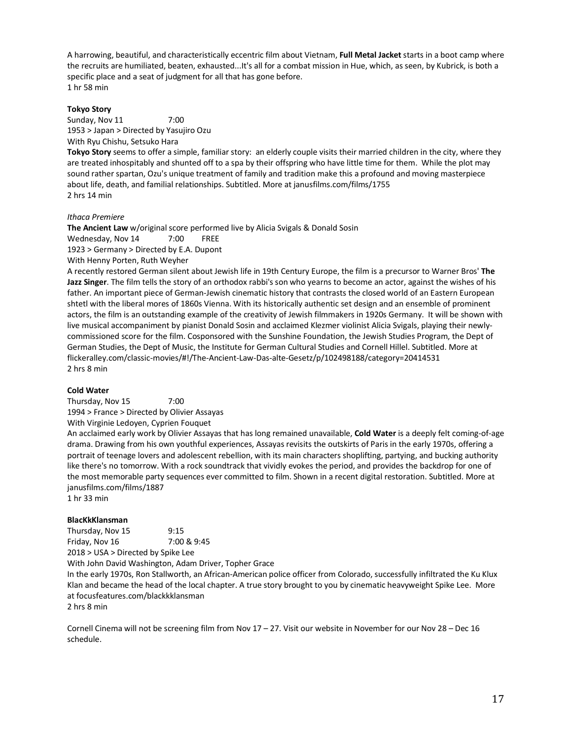A harrowing, beautiful, and characteristically eccentric film about Vietnam, **Full Metal Jacket** starts in a boot camp where the recruits are humiliated, beaten, exhausted...It's all for a combat mission in Hue, which, as seen, by Kubrick, is both a specific place and a seat of judgment for all that has gone before.
1 hr 58 min

**Tokyo Story**
Sunday, Nov 11 7:00
1953 > Japan > Directed by Yasujiro Ozu
With Ryu Chishu, Setsuko Hara
**Tokyo Story** seems to offer a simple, familiar story: an elderly couple visits their married children in the city, where they are treated inhospitably and shunted off to a spa by their offspring who have little time for them. While the plot may sound rather spartan, Ozu's unique treatment of family and tradition make this a profound and moving masterpiece about life, death, and familial relationships. Subtitled. More at janusfilms.com/films/1755
2 hrs 14 min

*Ithaca Premiere*
**The Ancient Law** w/original score performed live by Alicia Svigals & Donald Sosin
Wednesday, Nov 14 7:00 FREE
1923 > Germany > Directed by E.A. Dupont
With Henny Porten, Ruth Weyher
A recently restored German silent about Jewish life in 19th Century Europe, the film is a precursor to Warner Bros' **The Jazz Singer**. The film tells the story of an orthodox rabbi's son who yearns to become an actor, against the wishes of his father. An important piece of German-Jewish cinematic history that contrasts the closed world of an Eastern European shtetl with the liberal mores of 1860s Vienna. With its historically authentic set design and an ensemble of prominent actors, the film is an outstanding example of the creativity of Jewish filmmakers in 1920s Germany. It will be shown with live musical accompaniment by pianist Donald Sosin and acclaimed Klezmer violinist Alicia Svigals, playing their newly-commissioned score for the film. Cosponsored with the Sunshine Foundation, the Jewish Studies Program, the Dept of German Studies, the Dept of Music, the Institute for German Cultural Studies and Cornell Hillel. Subtitled. More at flickeralley.com/classic-movies/#!/The-Ancient-Law-Das-alte-Gesetz/p/102498188/category=20414531
2 hrs 8 min

**Cold Water**
Thursday, Nov 15 7:00
1994 > France > Directed by Olivier Assayas
With Virginie Ledoyen, Cyprien Fouquet
An acclaimed early work by Olivier Assayas that has long remained unavailable, **Cold Water** is a deeply felt coming-of-age drama. Drawing from his own youthful experiences, Assayas revisits the outskirts of Paris in the early 1970s, offering a portrait of teenage lovers and adolescent rebellion, with its main characters shoplifting, partying, and bucking authority like there's no tomorrow. With a rock soundtrack that vividly evokes the period, and provides the backdrop for one of the most memorable party sequences ever committed to film. Shown in a recent digital restoration. Subtitled. More at janusfilms.com/films/1887
1 hr 33 min

**BlacKkKlansman**
Thursday, Nov 15 9:15
Friday, Nov 16 7:00 & 9:45
2018 > USA > Directed by Spike Lee
With John David Washington, Adam Driver, Topher Grace
In the early 1970s, Ron Stallworth, an African-American police officer from Colorado, successfully infiltrated the Ku Klux Klan and became the head of the local chapter. A true story brought to you by cinematic heavyweight Spike Lee. More at focusfeatures.com/blackkklansman
2 hrs 8 min

Cornell Cinema will not be screening film from Nov 17 – 27. Visit our website in November for our Nov 28 – Dec 16 schedule.